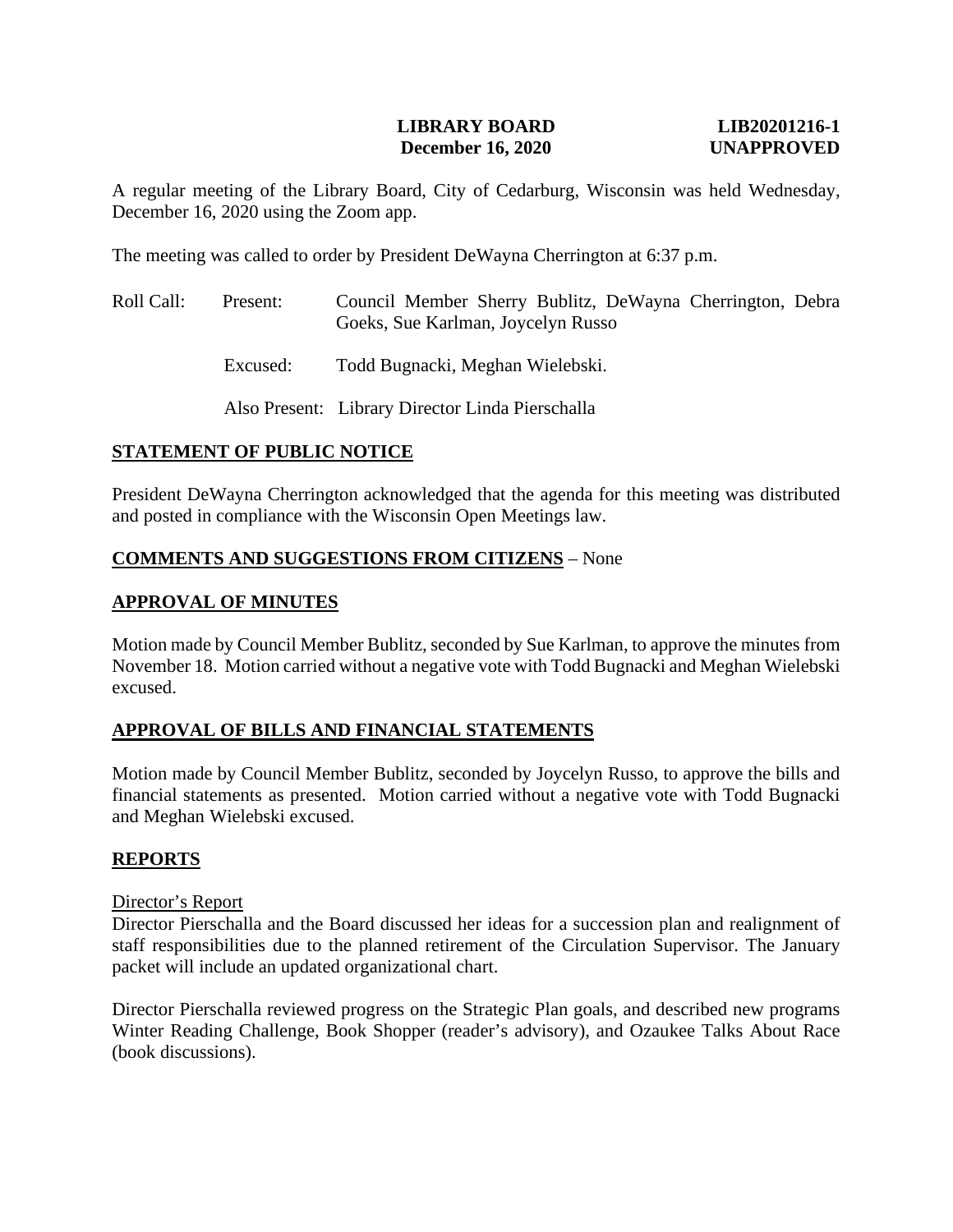**LIBRARY BOARD** **LIB20201216-1**
**December 16, 2020** **UNAPPROVED**

A regular meeting of the Library Board, City of Cedarburg, Wisconsin was held Wednesday, December 16, 2020 using the Zoom app.

The meeting was called to order by President DeWayna Cherrington at 6:37 p.m.

Roll Call: Present: Council Member Sherry Bublitz, DeWayna Cherrington, Debra Goeks, Sue Karlman, Joycelyn Russo

Excused: Todd Bugnacki, Meghan Wielebski.

Also Present: Library Director Linda Pierschalla

## STATEMENT OF PUBLIC NOTICE

President DeWayna Cherrington acknowledged that the agenda for this meeting was distributed and posted in compliance with the Wisconsin Open Meetings law.

## COMMENTS AND SUGGESTIONS FROM CITIZENS – None

## APPROVAL OF MINUTES

Motion made by Council Member Bublitz, seconded by Sue Karlman, to approve the minutes from November 18. Motion carried without a negative vote with Todd Bugnacki and Meghan Wielebski excused.

## APPROVAL OF BILLS AND FINANCIAL STATEMENTS

Motion made by Council Member Bublitz, seconded by Joycelyn Russo, to approve the bills and financial statements as presented. Motion carried without a negative vote with Todd Bugnacki and Meghan Wielebski excused.

## REPORTS

### Director's Report

Director Pierschalla and the Board discussed her ideas for a succession plan and realignment of staff responsibilities due to the planned retirement of the Circulation Supervisor. The January packet will include an updated organizational chart.

Director Pierschalla reviewed progress on the Strategic Plan goals, and described new programs Winter Reading Challenge, Book Shopper (reader's advisory), and Ozaukee Talks About Race (book discussions).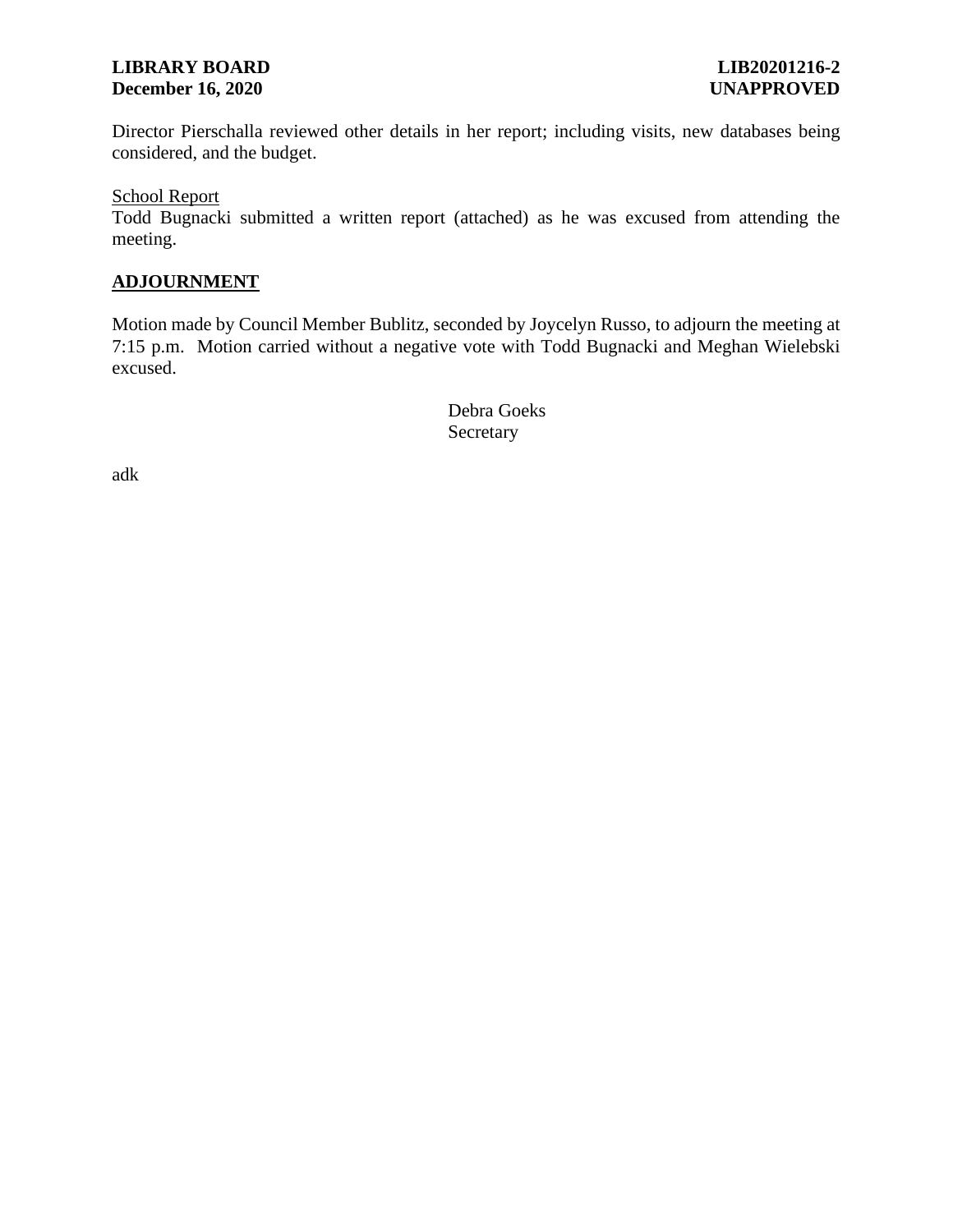Director Pierschalla reviewed other details in her report; including visits, new databases being considered, and the budget.

School Report

Todd Bugnacki submitted a written report (attached) as he was excused from attending the meeting.

## ADJOURNMENT

Motion made by Council Member Bublitz, seconded by Joycelyn Russo, to adjourn the meeting at 7:15 p.m. Motion carried without a negative vote with Todd Bugnacki and Meghan Wielebski excused.

Debra Goeks
Secretary

adk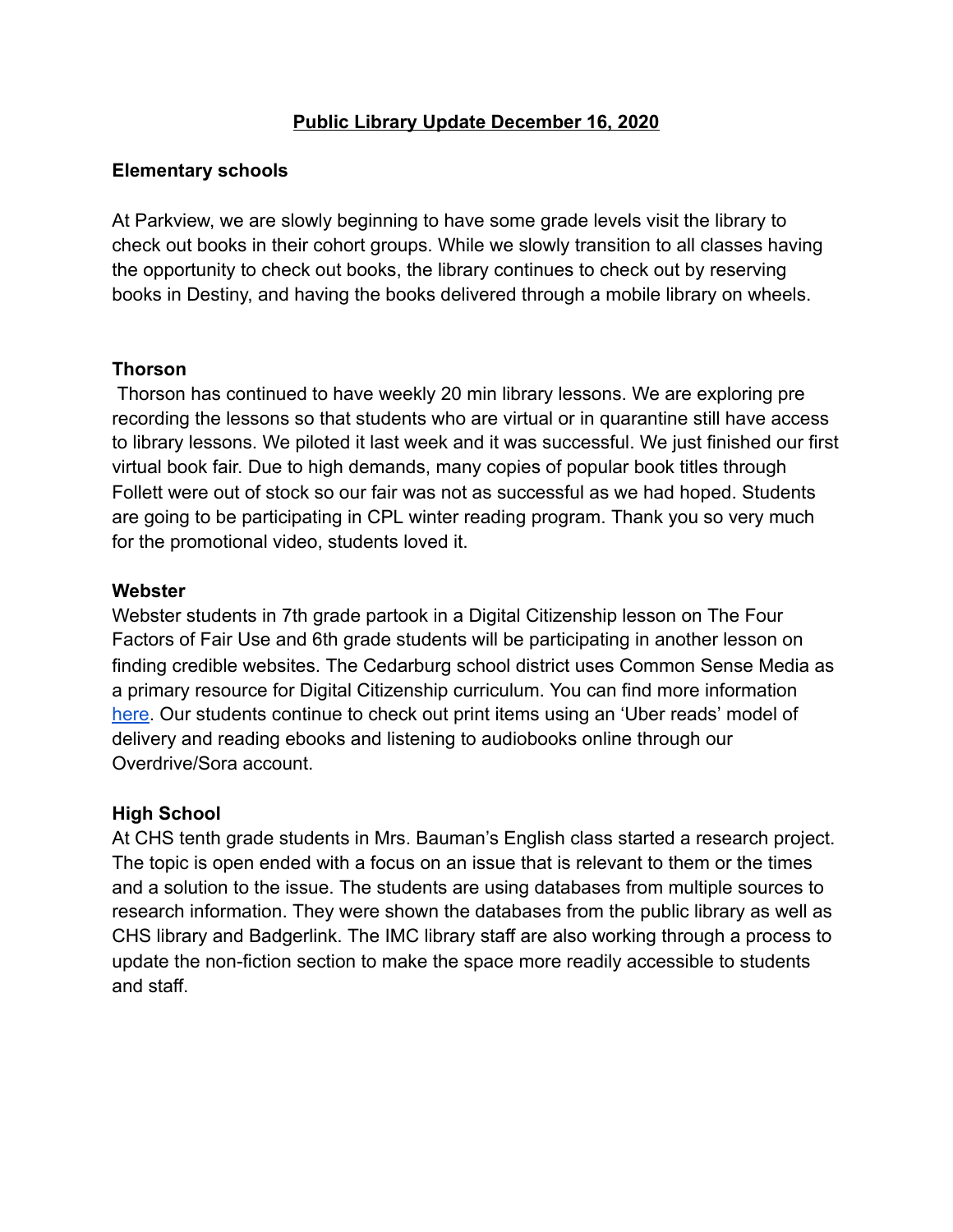## Public Library Update December 16, 2020

**Elementary schools**

At Parkview, we are slowly beginning to have some grade levels visit the library to check out books in their cohort groups. While we slowly transition to all classes having the opportunity to check out books, the library continues to check out by reserving books in Destiny, and having the books delivered through a mobile library on wheels.

**Thorson**

Thorson has continued to have weekly 20 min library lessons. We are exploring pre recording the lessons so that students who are virtual or in quarantine still have access to library lessons. We piloted it last week and it was successful. We just finished our first virtual book fair. Due to high demands, many copies of popular book titles through Follett were out of stock so our fair was not as successful as we had hoped. Students are going to be participating in CPL winter reading program. Thank you so very much for the promotional video, students loved it.

**Webster**

Webster students in 7th grade partook in a Digital Citizenship lesson on The Four Factors of Fair Use and 6th grade students will be participating in another lesson on finding credible websites. The Cedarburg school district uses Common Sense Media as a primary resource for Digital Citizenship curriculum. You can find more information here. Our students continue to check out print items using an 'Uber reads' model of delivery and reading ebooks and listening to audiobooks online through our Overdrive/Sora account.

**High School**

At CHS tenth grade students in Mrs. Bauman's English class started a research project. The topic is open ended with a focus on an issue that is relevant to them or the times and a solution to the issue. The students are using databases from multiple sources to research information. They were shown the databases from the public library as well as CHS library and Badgerlink. The IMC library staff are also working through a process to update the non-fiction section to make the space more readily accessible to students and staff.